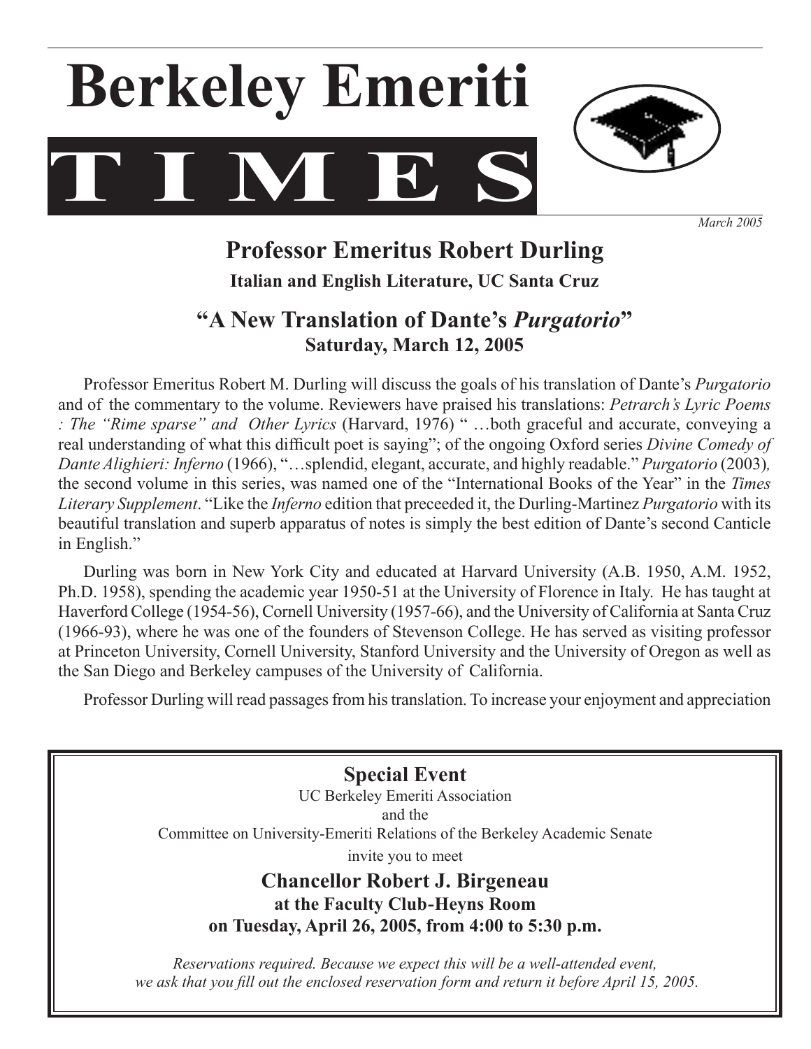# Berkeley Emeriti

# TIMES

*March 2005*

## Professor Emeritus Robert Durling

**Italian and English Literature, UC Santa Cruz**

## "A New Translation of Dante's *Purgatorio*"

**Saturday, March 12, 2005**

Professor Emeritus Robert M. Durling will discuss the goals of his translation of Dante's *Purgatorio* and of the commentary to the volume. Reviewers have praised his translations: *Petrarch's Lyric Poems : The "Rime sparse" and Other Lyrics* (Harvard, 1976) " …both graceful and accurate, conveying a real understanding of what this difficult poet is saying"; of the ongoing Oxford series *Divine Comedy of Dante Alighieri: Inferno* (1966), "…splendid, elegant, accurate, and highly readable." *Purgatorio* (2003)*,* the second volume in this series, was named one of the "International Books of the Year" in the *Times Literary Supplement*. "Like the *Inferno* edition that preceeded it, the Durling-Martinez *Purgatorio* with its beautiful translation and superb apparatus of notes is simply the best edition of Dante's second Canticle in English."

Durling was born in New York City and educated at Harvard University (A.B. 1950, A.M. 1952, Ph.D. 1958), spending the academic year 1950-51 at the University of Florence in Italy. He has taught at Haverford College (1954-56), Cornell University (1957-66), and the University of California at Santa Cruz (1966-93), where he was one of the founders of Stevenson College. He has served as visiting professor at Princeton University, Cornell University, Stanford University and the University of Oregon as well as the San Diego and Berkeley campuses of the University of California.

Professor Durling will read passages from his translation. To increase your enjoyment and appreciation

---

**Special Event**

UC Berkeley Emeriti Association

and the

Committee on University-Emeriti Relations of the Berkeley Academic Senate

invite you to meet

**Chancellor Robert J. Birgeneau**

**at the Faculty Club-Heyns Room**

**on Tuesday, April 26, 2005, from 4:00 to 5:30 p.m.**

*Reservations required. Because we expect this will be a well-attended event, we ask that you fill out the enclosed reservation form and return it before April 15, 2005.*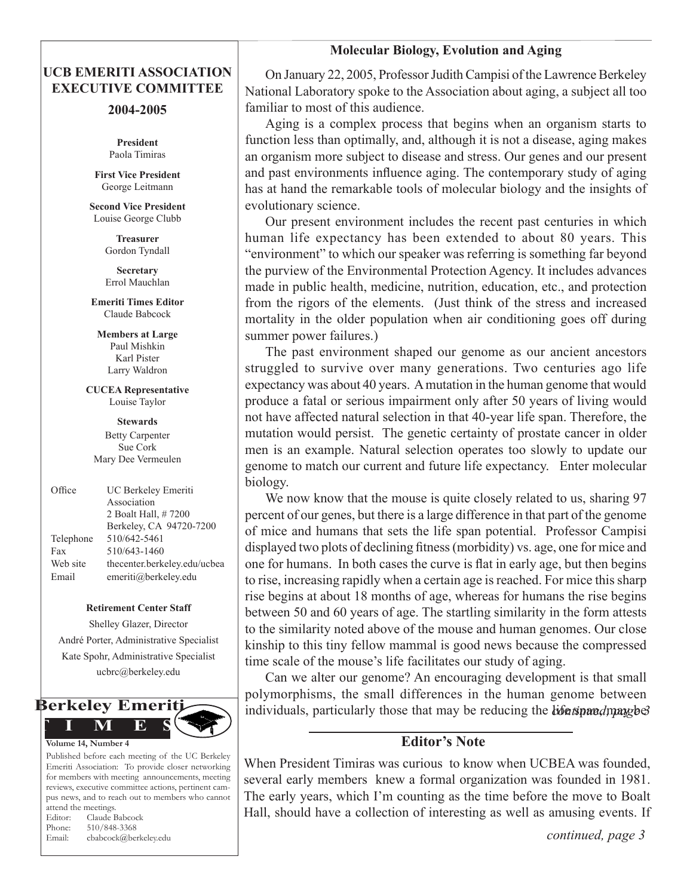## UCB EMERITI ASSOCIATION EXECUTIVE COMMITTEE

**2004-2005**

**President**
Paola Timiras

**First Vice President**
George Leitmann

**Second Vice President**
Louise George Clubb

**Treasurer**
Gordon Tyndall

**Secretary**
Errol Mauchlan

**Emeriti Times Editor**
Claude Babcock

**Members at Large**
Paul Mishkin
Karl Pister
Larry Waldron

**CUCEA Representative**
Louise Taylor

**Stewards**
Betty Carpenter
Sue Cork
Mary Dee Vermeulen

| | |
|---|---|
| Office | UC Berkeley Emeriti Association<br>2 Boalt Hall, # 7200<br>Berkeley, CA 94720-7200 |
| Telephone | 510/642-5461 |
| Fax | 510/643-1460 |
| Web site | thecenter.berkeley.edu/ucbea |
| Email | emeriti@berkeley.edu |

**Retirement Center Staff**

Shelley Glazer, Director
André Porter, Administrative Specialist
Kate Spohr, Administrative Specialist
ucbrc@berkeley.edu

**Berkeley Emeriti TIMES**

**Volume 14, Number 4**

Published before each meeting of the UC Berkeley Emeriti Association: To provide closer networking for members with meeting announcements, meeting reviews, executive committee actions, pertinent campus news, and to reach out to members who cannot attend the meetings.

Editor: Claude Babcock
Phone: 510/848-3368
Email: cbabcock@berkeley.edu

## Molecular Biology, Evolution and Aging

On January 22, 2005, Professor Judith Campisi of the Lawrence Berkeley National Laboratory spoke to the Association about aging, a subject all too familiar to most of this audience.

Aging is a complex process that begins when an organism starts to function less than optimally, and, although it is not a disease, aging makes an organism more subject to disease and stress. Our genes and our present and past environments influence aging. The contemporary study of aging has at hand the remarkable tools of molecular biology and the insights of evolutionary science.

Our present environment includes the recent past centuries in which human life expectancy has been extended to about 80 years. This "environment" to which our speaker was referring is something far beyond the purview of the Environmental Protection Agency. It includes advances made in public health, medicine, nutrition, education, etc., and protection from the rigors of the elements. (Just think of the stress and increased mortality in the older population when air conditioning goes off during summer power failures.)

The past environment shaped our genome as our ancient ancestors struggled to survive over many generations. Two centuries ago life expectancy was about 40 years. A mutation in the human genome that would produce a fatal or serious impairment only after 50 years of living would not have affected natural selection in that 40-year life span. Therefore, the mutation would persist. The genetic certainty of prostate cancer in older men is an example. Natural selection operates too slowly to update our genome to match our current and future life expectancy. Enter molecular biology.

We now know that the mouse is quite closely related to us, sharing 97 percent of our genes, but there is a large difference in that part of the genome of mice and humans that sets the life span potential. Professor Campisi displayed two plots of declining fitness (morbidity) vs. age, one for mice and one for humans. In both cases the curve is flat in early age, but then begins to rise, increasing rapidly when a certain age is reached. For mice this sharp rise begins at about 18 months of age, whereas for humans the rise begins between 50 and 60 years of age. The startling similarity in the form attests to the similarity noted above of the mouse and human genomes. Our close kinship to this tiny fellow mammal is good news because the compressed time scale of the mouse's life facilitates our study of aging.

Can we alter our genome? An encouraging development is that small polymorphisms, the small differences in the human genome between individuals, particularly those that may be reducing the life span, may be

*continued, page 3*

## Editor's Note

When President Timiras was curious to know when UCBEA was founded, several early members knew a formal organization was founded in 1981. The early years, which I'm counting as the time before the move to Boalt Hall, should have a collection of interesting as well as amusing events. If

*continued, page 3*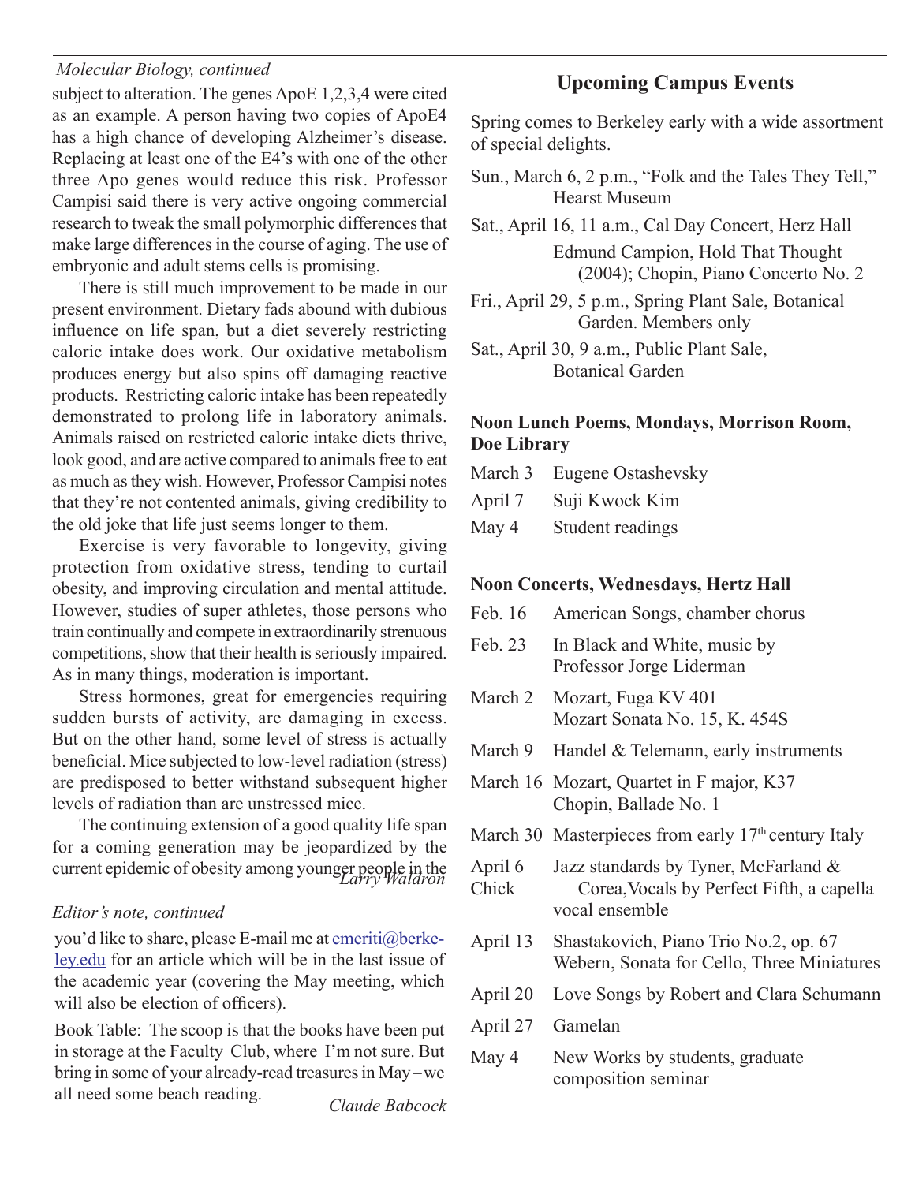*Molecular Biology, continued*

subject to alteration. The genes ApoE 1,2,3,4 were cited as an example. A person having two copies of ApoE4 has a high chance of developing Alzheimer's disease. Replacing at least one of the E4's with one of the other three Apo genes would reduce this risk. Professor Campisi said there is very active ongoing commercial research to tweak the small polymorphic differences that make large differences in the course of aging. The use of embryonic and adult stems cells is promising.

There is still much improvement to be made in our present environment. Dietary fads abound with dubious influence on life span, but a diet severely restricting caloric intake does work. Our oxidative metabolism produces energy but also spins off damaging reactive products. Restricting caloric intake has been repeatedly demonstrated to prolong life in laboratory animals. Animals raised on restricted caloric intake diets thrive, look good, and are active compared to animals free to eat as much as they wish. However, Professor Campisi notes that they're not contented animals, giving credibility to the old joke that life just seems longer to them.

Exercise is very favorable to longevity, giving protection from oxidative stress, tending to curtail obesity, and improving circulation and mental attitude. However, studies of super athletes, those persons who train continually and compete in extraordinarily strenuous competitions, show that their health is seriously impaired. As in many things, moderation is important.

Stress hormones, great for emergencies requiring sudden bursts of activity, are damaging in excess. But on the other hand, some level of stress is actually beneficial. Mice subjected to low-level radiation (stress) are predisposed to better withstand subsequent higher levels of radiation than are unstressed mice.

The continuing extension of a good quality life span for a coming generation may be jeopardized by the current epidemic of obesity among younger people in the

*Larry Waldron*

*Editor's note, continued*

you'd like to share, please E-mail me at emeriti@berkeley.edu for an article which will be in the last issue of the academic year (covering the May meeting, which will also be election of officers).

Book Table: The scoop is that the books have been put in storage at the Faculty Club, where I'm not sure. But bring in some of your already-read treasures in May – we all need some beach reading.

*Claude Babcock*

## Upcoming Campus Events

Spring comes to Berkeley early with a wide assortment of special delights.

Sun., March 6, 2 p.m., "Folk and the Tales They Tell," Hearst Museum

Sat., April 16, 11 a.m., Cal Day Concert, Herz Hall
Edmund Campion, Hold That Thought (2004); Chopin, Piano Concerto No. 2

Fri., April 29, 5 p.m., Spring Plant Sale, Botanical Garden. Members only

Sat., April 30, 9 a.m., Public Plant Sale, Botanical Garden

**Noon Lunch Poems, Mondays, Morrison Room, Doe Library**

| | |
|---|---|
| March 3 | Eugene Ostashevsky |
| April 7 | Suji Kwock Kim |
| May 4 | Student readings |

**Noon Concerts, Wednesdays, Hertz Hall**

| | |
|---|---|
| Feb. 16 | American Songs, chamber chorus |
| Feb. 23 | In Black and White, music by Professor Jorge Liderman |
| March 2 | Mozart, Fuga KV 401<br>Mozart Sonata No. 15, K. 454S |
| March 9 | Handel & Telemann, early instruments |
| March 16 | Mozart, Quartet in F major, K37<br>Chopin, Ballade No. 1 |
| March 30 | Masterpieces from early 17th century Italy |
| April 6 | Jazz standards by Tyner, McFarland & Chick Corea, Vocals by Perfect Fifth, a capella vocal ensemble |
| April 13 | Shastakovich, Piano Trio No.2, op. 67<br>Webern, Sonata for Cello, Three Miniatures |
| April 20 | Love Songs by Robert and Clara Schumann |
| April 27 | Gamelan |
| May 4 | New Works by students, graduate composition seminar |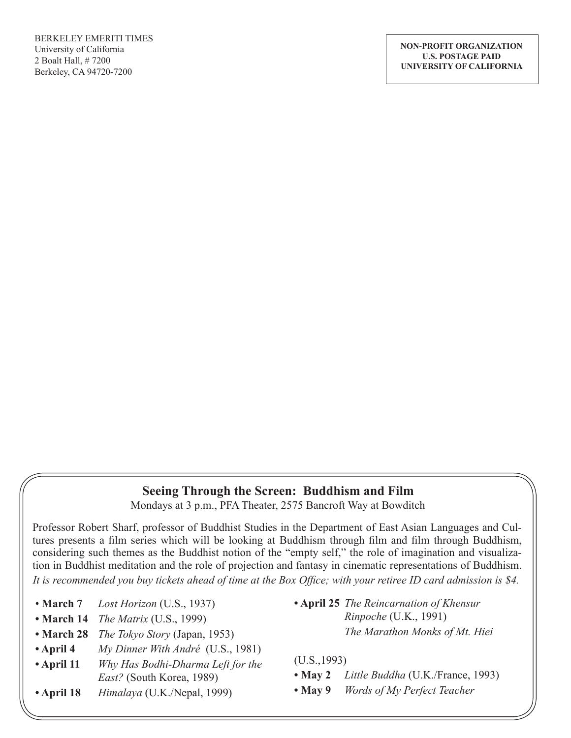BERKELEY EMERITI TIMES
University of California
2 Boalt Hall, # 7200
Berkeley, CA 94720-7200

**NON-PROFIT ORGANIZATION**
**U.S. POSTAGE PAID**
**UNIVERSITY OF CALIFORNIA**

## Seeing Through the Screen: Buddhism and Film

Mondays at 3 p.m., PFA Theater, 2575 Bancroft Way at Bowditch

Professor Robert Sharf, professor of Buddhist Studies in the Department of East Asian Languages and Cultures presents a film series which will be looking at Buddhism through film and film through Buddhism, considering such themes as the Buddhist notion of the "empty self," the role of imagination and visualization in Buddhist meditation and the role of projection and fantasy in cinematic representations of Buddhism.

*It is recommended you buy tickets ahead of time at the Box Office; with your retiree ID card admission is $4.*

- **March 7** *Lost Horizon* (U.S., 1937)
- **March 14** *The Matrix* (U.S., 1999)
- **March 28** *The Tokyo Story* (Japan, 1953)
- **April 4** *My Dinner With André* (U.S., 1981)
- **April 11** *Why Has Bodhi-Dharma Left for the East?* (South Korea, 1989)
- **April 18** *Himalaya* (U.K./Nepal, 1999)
- **April 25** *The Reincarnation of Khensur Rinpoche* (U.K., 1991)
  *The Marathon Monks of Mt. Hiei* (U.S.,1993)
- **May 2** *Little Buddha* (U.K./France, 1993)
- **May 9** *Words of My Perfect Teacher*